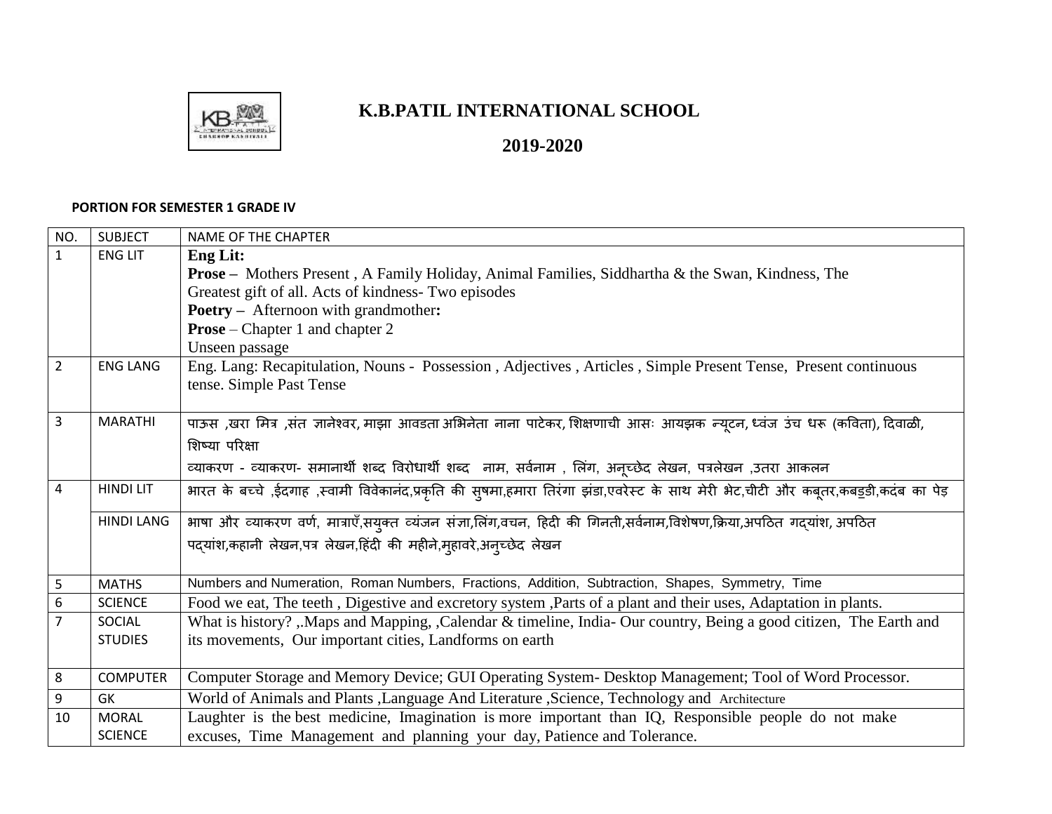# K.B.PATIL INTERNATIONAL SCHOOL

## 2019-2020

**PORTION FOR SEMESTER 1 GRADE IV**

| NO. | SUBJECT | NAME OF THE CHAPTER |
|---|---|---|
| 1 | ENG LIT | **Eng Lit:**<br>**Prose –** Mothers Present , A Family Holiday, Animal Families, Siddhartha & the Swan, Kindness, The Greatest gift of all. Acts of kindness- Two episodes<br>**Poetry –** Afternoon with grandmother**:**<br>**Prose** – Chapter 1 and chapter 2<br>Unseen passage |
| 2 | ENG LANG | Eng. Lang: Recapitulation, Nouns - Possession , Adjectives , Articles , Simple Present Tense, Present continuous tense. Simple Past Tense |
| 3 | MARATHI | पाऊस ,खरा मित्र ,संत ज्ञानेश्वर, माझा आवडता अभिनेता नाना पाटेकर, शिक्षणाची आसः आयझक न्यूटन, ध्वंज उंच धरू (कविता), दिवाळी, शिष्या परिक्षा<br>व्याकरण - व्याकरण- समानार्थी शब्द विरोधार्थी शब्द नाम, सर्वनाम , लिंग, अनूच्छेद लेखन, पत्रलेखन ,उतरा आकलन |
| 4 | HINDI LIT | भारत के बच्चे ,ईदगाह ,स्वामी विवेकानंद,प्रकृति की सुषमा,हमारा तिरंगा झंडा,एवरेस्ट के साथ मेरी भेट,चीटी और कबूतर,कबड्डी,कदंब का पेड़ |
| | HINDI LANG | भाषा और व्याकरण वर्ण, मात्राएँ,सयुक्त व्यंजन संज्ञा,लिंग,वचन, हिदी की गिनती,सर्वनाम,विशेषण,क्रिया,अपठित गद्यांश, अपठित पद्यांश,कहानी लेखन,पत्र लेखन,हिंदी की महीने,मुहावरे,अनुच्छेद लेखन |
| 5 | MATHS | Numbers and Numeration, Roman Numbers, Fractions, Addition, Subtraction, Shapes, Symmetry, Time |
| 6 | SCIENCE | Food we eat, The teeth , Digestive and excretory system ,Parts of a plant and their uses, Adaptation in plants. |
| 7 | SOCIAL STUDIES | What is history? ,.Maps and Mapping, ,Calendar & timeline, India- Our country, Being a good citizen, The Earth and its movements, Our important cities, Landforms on earth |
| 8 | COMPUTER | Computer Storage and Memory Device; GUI Operating System- Desktop Management; Tool of Word Processor. |
| 9 | GK | World of Animals and Plants ,Language And Literature ,Science, Technology and Architecture |
| 10 | MORAL SCIENCE | Laughter is the best medicine, Imagination is more important than IQ, Responsible people do not make excuses, Time Management and planning your day, Patience and Tolerance. |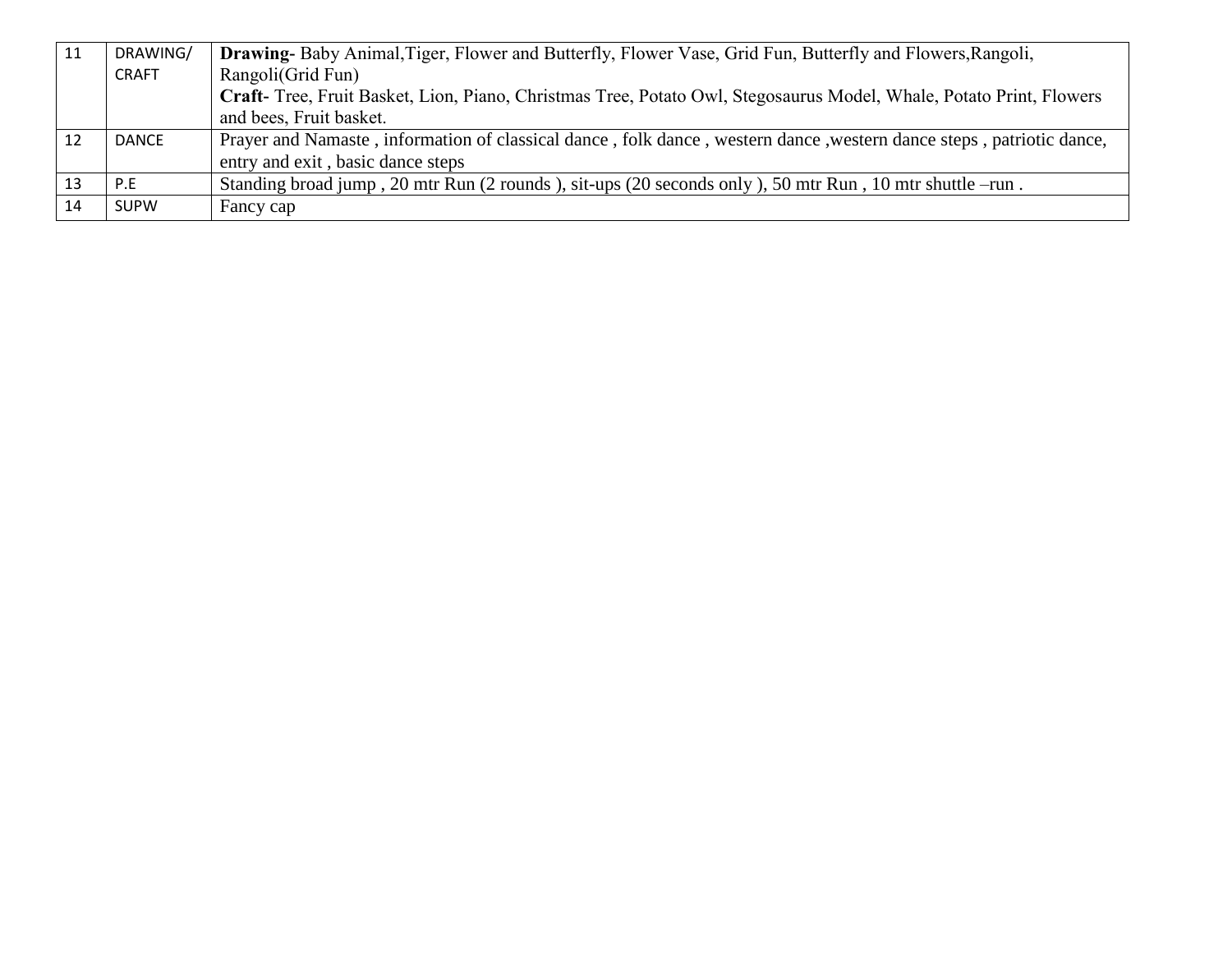| | | |
|---|---|---|
| 11 | DRAWING/ CRAFT | **Drawing-** Baby Animal,Tiger, Flower and Butterfly, Flower Vase, Grid Fun, Butterfly and Flowers,Rangoli, Rangoli(Grid Fun)<br>**Craft-** Tree, Fruit Basket, Lion, Piano, Christmas Tree, Potato Owl, Stegosaurus Model, Whale, Potato Print, Flowers and bees, Fruit basket. |
| 12 | DANCE | Prayer and Namaste , information of classical dance , folk dance , western dance ,western dance steps , patriotic dance, entry and exit , basic dance steps |
| 13 | P.E | Standing broad jump , 20 mtr Run (2 rounds ), sit-ups (20 seconds only ), 50 mtr Run , 10 mtr shuttle –run . |
| 14 | SUPW | Fancy cap |